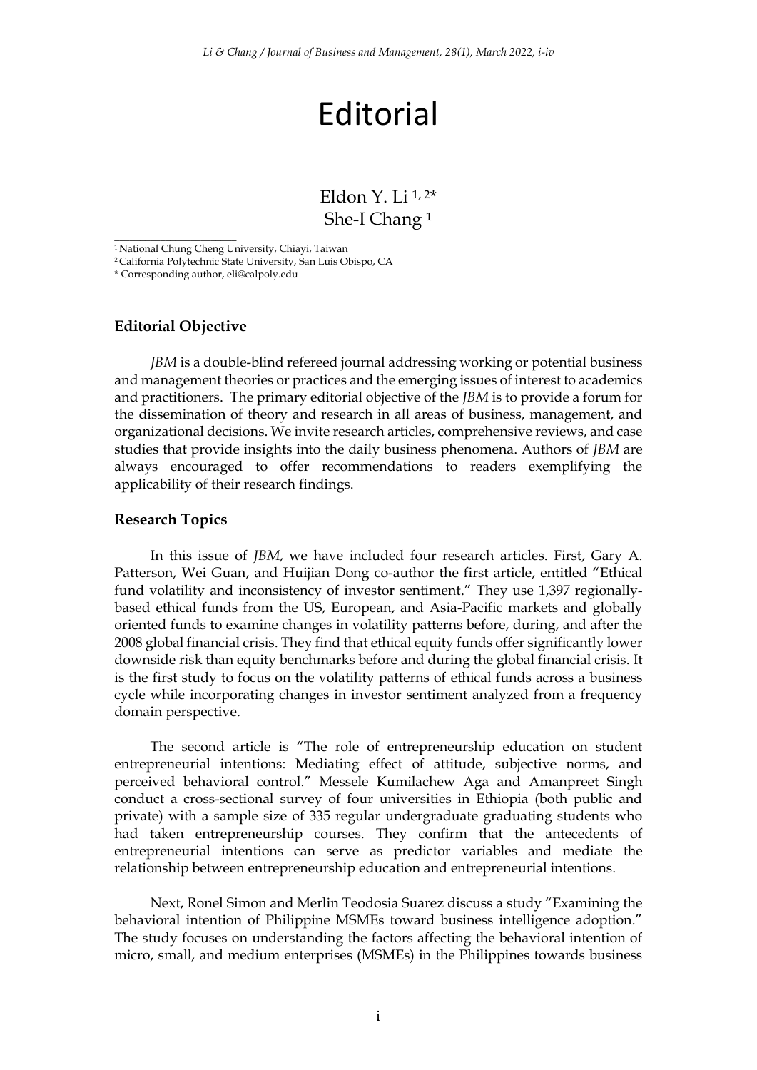# Editorial

Eldon Y. Li [1, 2]*
She-I Chang [1]

[1] National Chung Cheng University, Chiayi, Taiwan
[2] California Polytechnic State University, San Luis Obispo, CA
* Corresponding author, eli@calpoly.edu

### Editorial Objective

*JBM* is a double-blind refereed journal addressing working or potential business and management theories or practices and the emerging issues of interest to academics and practitioners. The primary editorial objective of the *JBM* is to provide a forum for the dissemination of theory and research in all areas of business, management, and organizational decisions. We invite research articles, comprehensive reviews, and case studies that provide insights into the daily business phenomena. Authors of *JBM* are always encouraged to offer recommendations to readers exemplifying the applicability of their research findings.

### Research Topics

In this issue of *JBM*, we have included four research articles. First, Gary A. Patterson, Wei Guan, and Huijian Dong co-author the first article, entitled "Ethical fund volatility and inconsistency of investor sentiment." They use 1,397 regionally-based ethical funds from the US, European, and Asia-Pacific markets and globally oriented funds to examine changes in volatility patterns before, during, and after the 2008 global financial crisis. They find that ethical equity funds offer significantly lower downside risk than equity benchmarks before and during the global financial crisis. It is the first study to focus on the volatility patterns of ethical funds across a business cycle while incorporating changes in investor sentiment analyzed from a frequency domain perspective.

The second article is "The role of entrepreneurship education on student entrepreneurial intentions: Mediating effect of attitude, subjective norms, and perceived behavioral control." Messele Kumilachew Aga and Amanpreet Singh conduct a cross-sectional survey of four universities in Ethiopia (both public and private) with a sample size of 335 regular undergraduate graduating students who had taken entrepreneurship courses. They confirm that the antecedents of entrepreneurial intentions can serve as predictor variables and mediate the relationship between entrepreneurship education and entrepreneurial intentions.

Next, Ronel Simon and Merlin Teodosia Suarez discuss a study "Examining the behavioral intention of Philippine MSMEs toward business intelligence adoption." The study focuses on understanding the factors affecting the behavioral intention of micro, small, and medium enterprises (MSMEs) in the Philippines towards business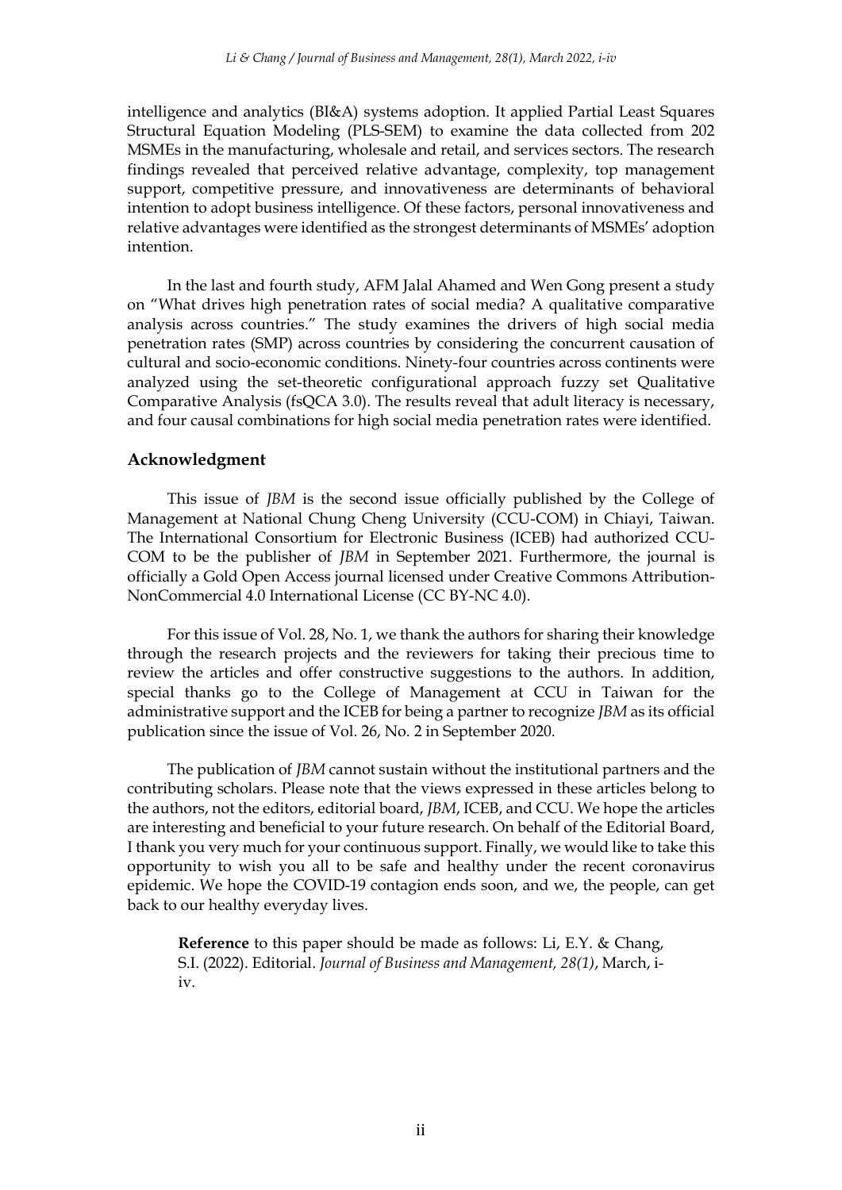intelligence and analytics (BI&A) systems adoption. It applied Partial Least Squares Structural Equation Modeling (PLS-SEM) to examine the data collected from 202 MSMEs in the manufacturing, wholesale and retail, and services sectors. The research findings revealed that perceived relative advantage, complexity, top management support, competitive pressure, and innovativeness are determinants of behavioral intention to adopt business intelligence. Of these factors, personal innovativeness and relative advantages were identified as the strongest determinants of MSMEs' adoption intention.

In the last and fourth study, AFM Jalal Ahamed and Wen Gong present a study on "What drives high penetration rates of social media? A qualitative comparative analysis across countries." The study examines the drivers of high social media penetration rates (SMP) across countries by considering the concurrent causation of cultural and socio-economic conditions. Ninety-four countries across continents were analyzed using the set-theoretic configurational approach fuzzy set Qualitative Comparative Analysis (fsQCA 3.0). The results reveal that adult literacy is necessary, and four causal combinations for high social media penetration rates were identified.

## Acknowledgment

This issue of *JBM* is the second issue officially published by the College of Management at National Chung Cheng University (CCU-COM) in Chiayi, Taiwan. The International Consortium for Electronic Business (ICEB) had authorized CCU-COM to be the publisher of *JBM* in September 2021. Furthermore, the journal is officially a Gold Open Access journal licensed under Creative Commons Attribution-NonCommercial 4.0 International License (CC BY-NC 4.0).

For this issue of Vol. 28, No. 1, we thank the authors for sharing their knowledge through the research projects and the reviewers for taking their precious time to review the articles and offer constructive suggestions to the authors. In addition, special thanks go to the College of Management at CCU in Taiwan for the administrative support and the ICEB for being a partner to recognize *JBM* as its official publication since the issue of Vol. 26, No. 2 in September 2020.

The publication of *JBM* cannot sustain without the institutional partners and the contributing scholars. Please note that the views expressed in these articles belong to the authors, not the editors, editorial board, *JBM*, ICEB, and CCU. We hope the articles are interesting and beneficial to your future research. On behalf of the Editorial Board, I thank you very much for your continuous support. Finally, we would like to take this opportunity to wish you all to be safe and healthy under the recent coronavirus epidemic. We hope the COVID-19 contagion ends soon, and we, the people, can get back to our healthy everyday lives.

**Reference** to this paper should be made as follows: Li, E.Y. & Chang, S.I. (2022). Editorial. *Journal of Business and Management, 28(1)*, March, i-iv.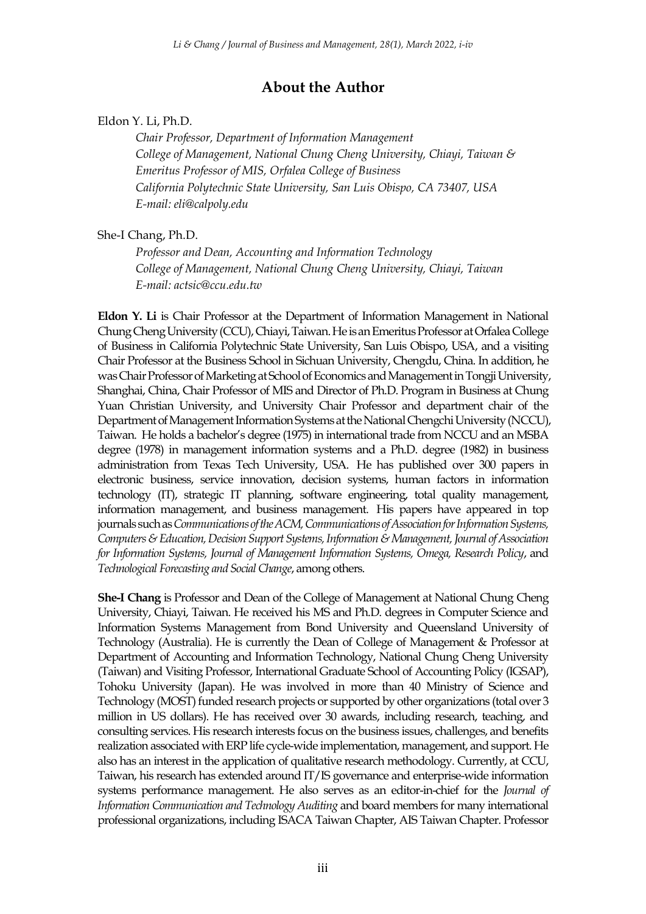## About the Author

Eldon Y. Li, Ph.D.

*Chair Professor, Department of Information Management*
*College of Management, National Chung Cheng University, Chiayi, Taiwan &*
*Emeritus Professor of MIS, Orfalea College of Business*
*California Polytechnic State University, San Luis Obispo, CA 73407, USA*
*E-mail: eli@calpoly.edu*

She-I Chang, Ph.D.

*Professor and Dean, Accounting and Information Technology*
*College of Management, National Chung Cheng University, Chiayi, Taiwan*
*E-mail: actsic@ccu.edu.tw*

**Eldon Y. Li** is Chair Professor at the Department of Information Management in National Chung Cheng University (CCU), Chiayi, Taiwan. He is an Emeritus Professor at Orfalea College of Business in California Polytechnic State University, San Luis Obispo, USA, and a visiting Chair Professor at the Business School in Sichuan University, Chengdu, China. In addition, he was Chair Professor of Marketing at School of Economics and Management in Tongji University, Shanghai, China, Chair Professor of MIS and Director of Ph.D. Program in Business at Chung Yuan Christian University, and University Chair Professor and department chair of the Department of Management Information Systems at the National Chengchi University (NCCU), Taiwan. He holds a bachelor's degree (1975) in international trade from NCCU and an MSBA degree (1978) in management information systems and a Ph.D. degree (1982) in business administration from Texas Tech University, USA. He has published over 300 papers in electronic business, service innovation, decision systems, human factors in information technology (IT), strategic IT planning, software engineering, total quality management, information management, and business management. His papers have appeared in top journals such as *Communications of the ACM, Communications of Association for Information Systems, Computers & Education, Decision Support Systems, Information & Management, Journal of Association for Information Systems, Journal of Management Information Systems, Omega, Research Policy*, and *Technological Forecasting and Social Change*, among others.

**She-I Chang** is Professor and Dean of the College of Management at National Chung Cheng University, Chiayi, Taiwan. He received his MS and Ph.D. degrees in Computer Science and Information Systems Management from Bond University and Queensland University of Technology (Australia). He is currently the Dean of College of Management & Professor at Department of Accounting and Information Technology, National Chung Cheng University (Taiwan) and Visiting Professor, International Graduate School of Accounting Policy (IGSAP), Tohoku University (Japan). He was involved in more than 40 Ministry of Science and Technology (MOST) funded research projects or supported by other organizations (total over 3 million in US dollars). He has received over 30 awards, including research, teaching, and consulting services. His research interests focus on the business issues, challenges, and benefits realization associated with ERP life cycle-wide implementation, management, and support. He also has an interest in the application of qualitative research methodology. Currently, at CCU, Taiwan, his research has extended around IT/IS governance and enterprise-wide information systems performance management. He also serves as an editor-in-chief for the *Journal of Information Communication and Technology Auditing* and board members for many international professional organizations, including ISACA Taiwan Chapter, AIS Taiwan Chapter. Professor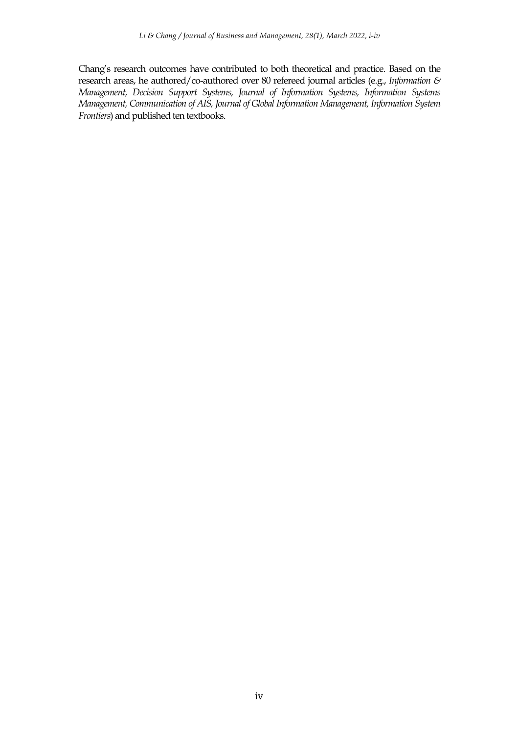Chang's research outcomes have contributed to both theoretical and practice. Based on the research areas, he authored/co-authored over 80 refereed journal articles (e.g., *Information & Management*, *Decision Support Systems, Journal of Information Systems, Information Systems Management*, *Communication of AIS*, *Journal of Global Information Management*, *Information System Frontiers*) and published ten textbooks.